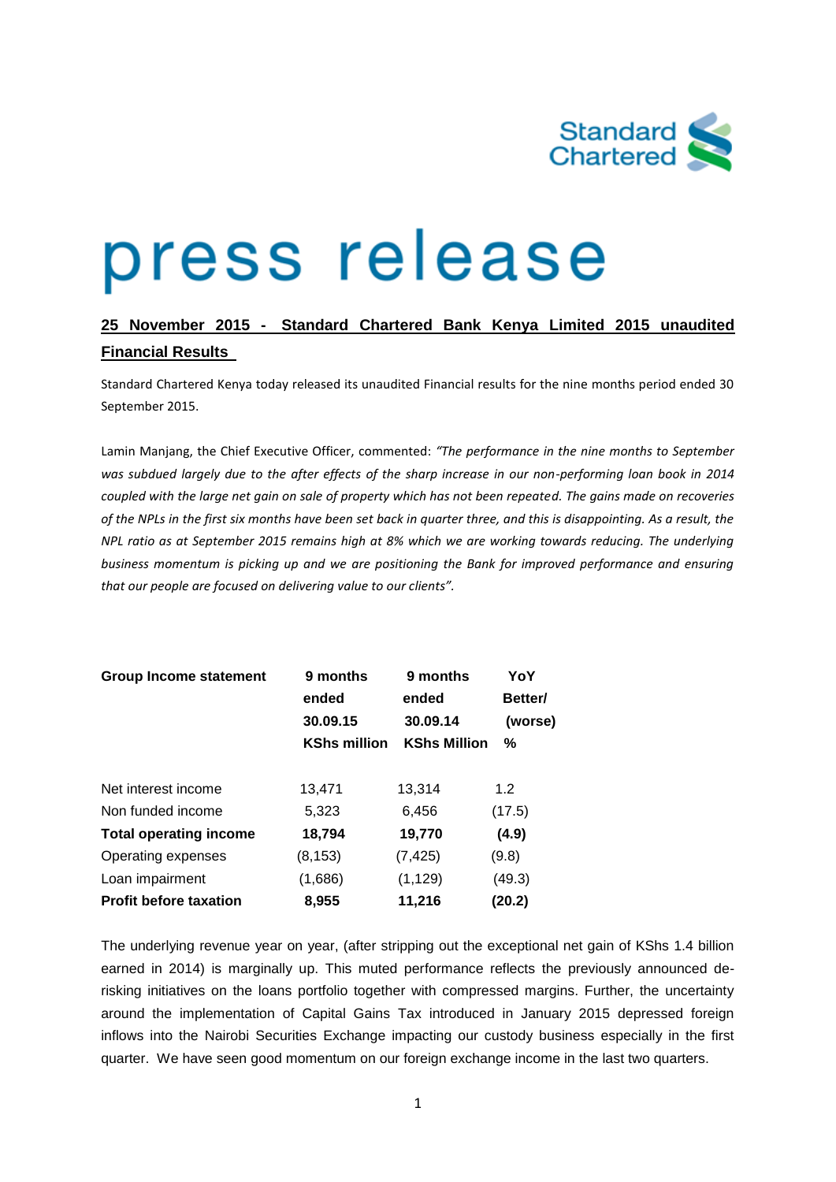Standard Chartered

# press release

## 25 November 2015 - Standard Chartered Bank Kenya Limited 2015 unaudited Financial Results

Standard Chartered Kenya today released its unaudited Financial results for the nine months period ended 30 September 2015.

Lamin Manjang, the Chief Executive Officer, commented: *"The performance in the nine months to September was subdued largely due to the after effects of the sharp increase in our non-performing loan book in 2014 coupled with the large net gain on sale of property which has not been repeated. The gains made on recoveries of the NPLs in the first six months have been set back in quarter three, and this is disappointing. As a result, the NPL ratio as at September 2015 remains high at 8% which we are working towards reducing. The underlying business momentum is picking up and we are positioning the Bank for improved performance and ensuring that our people are focused on delivering value to our clients".*

| Group Income statement | 9 months ended 30.09.15 KShs million | 9 months ended 30.09.14 KShs Million | YoY Better/ (worse) % |
|---|---|---|---|
| Net interest income | 13,471 | 13,314 | 1.2 |
| Non funded income | 5,323 | 6,456 | (17.5) |
| **Total operating income** | **18,794** | **19,770** | **(4.9)** |
| Operating expenses | (8,153) | (7,425) | (9.8) |
| Loan impairment | (1,686) | (1,129) | (49.3) |
| **Profit before taxation** | **8,955** | **11,216** | **(20.2)** |

The underlying revenue year on year, (after stripping out the exceptional net gain of KShs 1.4 billion earned in 2014) is marginally up. This muted performance reflects the previously announced de-risking initiatives on the loans portfolio together with compressed margins. Further, the uncertainty around the implementation of Capital Gains Tax introduced in January 2015 depressed foreign inflows into the Nairobi Securities Exchange impacting our custody business especially in the first quarter. We have seen good momentum on our foreign exchange income in the last two quarters.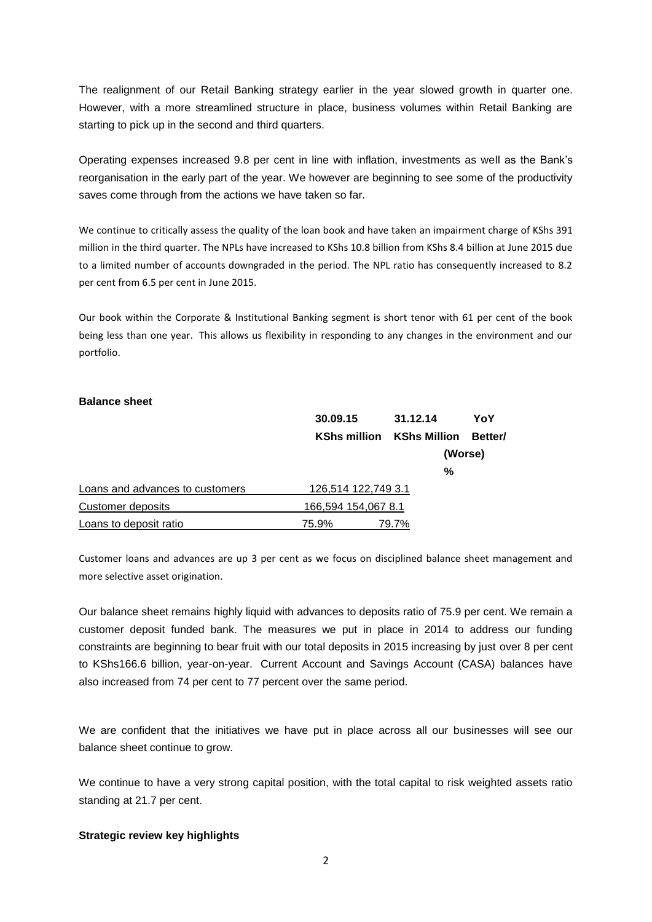The realignment of our Retail Banking strategy earlier in the year slowed growth in quarter one. However, with a more streamlined structure in place, business volumes within Retail Banking are starting to pick up in the second and third quarters.

Operating expenses increased 9.8 per cent in line with inflation, investments as well as the Bank's reorganisation in the early part of the year. We however are beginning to see some of the productivity saves come through from the actions we have taken so far.

We continue to critically assess the quality of the loan book and have taken an impairment charge of KShs 391 million in the third quarter. The NPLs have increased to KShs 10.8 billion from KShs 8.4 billion at June 2015 due to a limited number of accounts downgraded in the period. The NPL ratio has consequently increased to 8.2 per cent from 6.5 per cent in June 2015.

Our book within the Corporate & Institutional Banking segment is short tenor with 61 per cent of the book being less than one year. This allows us flexibility in responding to any changes in the environment and our portfolio.

**Balance sheet**

| | 30.09.15<br>KShs million | 31.12.14<br>KShs Million | YoY<br>Better/<br>(Worse)<br>% |
|---|---|---|---|
| Loans and advances to customers | 126,514 | 122,749 | 3.1 |
| Customer deposits | 166,594 | 154,067 | 8.1 |
| Loans to deposit ratio | 75.9% | 79.7% | |

Customer loans and advances are up 3 per cent as we focus on disciplined balance sheet management and more selective asset origination.

Our balance sheet remains highly liquid with advances to deposits ratio of 75.9 per cent. We remain a customer deposit funded bank. The measures we put in place in 2014 to address our funding constraints are beginning to bear fruit with our total deposits in 2015 increasing by just over 8 per cent to KShs166.6 billion, year-on-year. Current Account and Savings Account (CASA) balances have also increased from 74 per cent to 77 percent over the same period.

We are confident that the initiatives we have put in place across all our businesses will see our balance sheet continue to grow.

We continue to have a very strong capital position, with the total capital to risk weighted assets ratio standing at 21.7 per cent.

**Strategic review key highlights**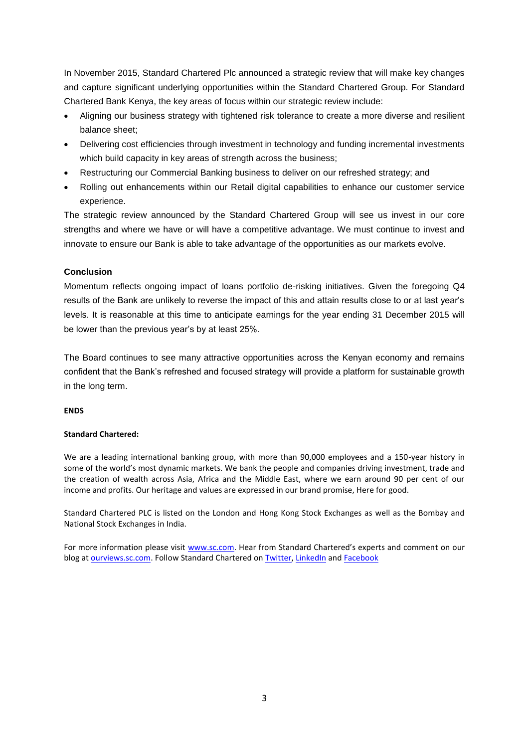In November 2015, Standard Chartered Plc announced a strategic review that will make key changes and capture significant underlying opportunities within the Standard Chartered Group. For Standard Chartered Bank Kenya, the key areas of focus within our strategic review include:

- Aligning our business strategy with tightened risk tolerance to create a more diverse and resilient balance sheet;
- Delivering cost efficiencies through investment in technology and funding incremental investments which build capacity in key areas of strength across the business;
- Restructuring our Commercial Banking business to deliver on our refreshed strategy; and
- Rolling out enhancements within our Retail digital capabilities to enhance our customer service experience.

The strategic review announced by the Standard Chartered Group will see us invest in our core strengths and where we have or will have a competitive advantage. We must continue to invest and innovate to ensure our Bank is able to take advantage of the opportunities as our markets evolve.

### Conclusion

Momentum reflects ongoing impact of loans portfolio de-risking initiatives. Given the foregoing Q4 results of the Bank are unlikely to reverse the impact of this and attain results close to or at last year's levels. It is reasonable at this time to anticipate earnings for the year ending 31 December 2015 will be lower than the previous year's by at least 25%.

The Board continues to see many attractive opportunities across the Kenyan economy and remains confident that the Bank's refreshed and focused strategy will provide a platform for sustainable growth in the long term.

**ENDS**

**Standard Chartered:**

We are a leading international banking group, with more than 90,000 employees and a 150-year history in some of the world's most dynamic markets. We bank the people and companies driving investment, trade and the creation of wealth across Asia, Africa and the Middle East, where we earn around 90 per cent of our income and profits. Our heritage and values are expressed in our brand promise, Here for good.

Standard Chartered PLC is listed on the London and Hong Kong Stock Exchanges as well as the Bombay and National Stock Exchanges in India.

For more information please visit www.sc.com. Hear from Standard Chartered's experts and comment on our blog at ourviews.sc.com. Follow Standard Chartered on Twitter, LinkedIn and Facebook